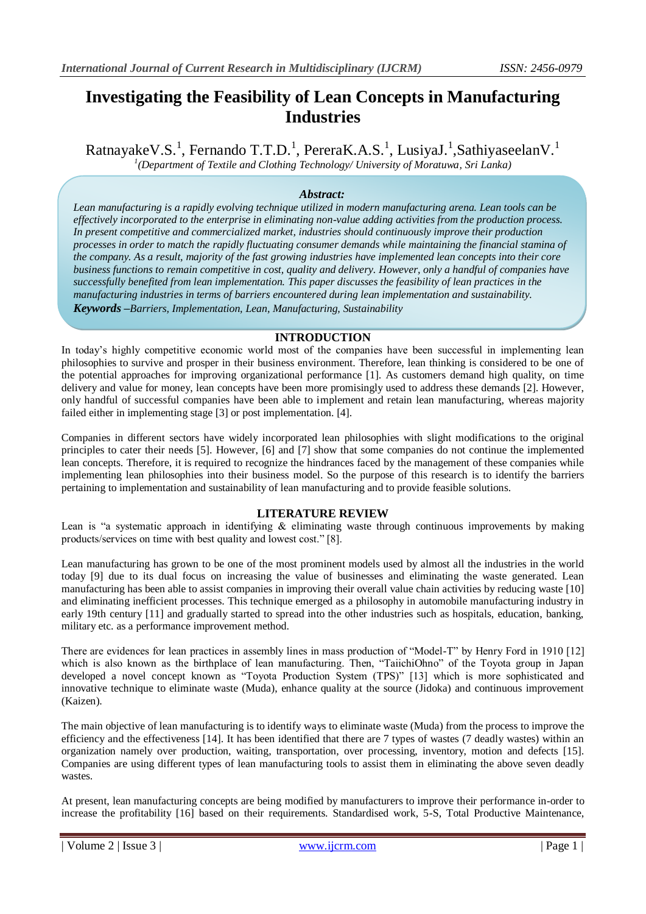# Investigating the Feasibility of Lean Concepts in Manufacturing Industries

RatnayakeV.S.[1], Fernando T.T.D.[1], PereraK.A.S.[1], LusiyaJ.[1],SathiyaseelanV.[1]

[1](Department of Textile and Clothing Technology/ University of Moratuwa, Sri Lanka)

***Abstract:***

*Lean manufacturing is a rapidly evolving technique utilized in modern manufacturing arena. Lean tools can be effectively incorporated to the enterprise in eliminating non-value adding activities from the production process. In present competitive and commercialized market, industries should continuously improve their production processes in order to match the rapidly fluctuating consumer demands while maintaining the financial stamina of the company. As a result, majority of the fast growing industries have implemented lean concepts into their core business functions to remain competitive in cost, quality and delivery. However, only a handful of companies have successfully benefited from lean implementation. This paper discusses the feasibility of lean practices in the manufacturing industries in terms of barriers encountered during lean implementation and sustainability.*

***Keywords*** *–Barriers, Implementation, Lean, Manufacturing, Sustainability*

## INTRODUCTION

In today's highly competitive economic world most of the companies have been successful in implementing lean philosophies to survive and prosper in their business environment. Therefore, lean thinking is considered to be one of the potential approaches for improving organizational performance [1]. As customers demand high quality, on time delivery and value for money, lean concepts have been more promisingly used to address these demands [2]. However, only handful of successful companies have been able to implement and retain lean manufacturing, whereas majority failed either in implementing stage [3] or post implementation. [4].

Companies in different sectors have widely incorporated lean philosophies with slight modifications to the original principles to cater their needs [5]. However, [6] and [7] show that some companies do not continue the implemented lean concepts. Therefore, it is required to recognize the hindrances faced by the management of these companies while implementing lean philosophies into their business model. So the purpose of this research is to identify the barriers pertaining to implementation and sustainability of lean manufacturing and to provide feasible solutions.

## LITERATURE REVIEW

Lean is "a systematic approach in identifying & eliminating waste through continuous improvements by making products/services on time with best quality and lowest cost." [8].

Lean manufacturing has grown to be one of the most prominent models used by almost all the industries in the world today [9] due to its dual focus on increasing the value of businesses and eliminating the waste generated. Lean manufacturing has been able to assist companies in improving their overall value chain activities by reducing waste [10] and eliminating inefficient processes. This technique emerged as a philosophy in automobile manufacturing industry in early 19th century [11] and gradually started to spread into the other industries such as hospitals, education, banking, military etc. as a performance improvement method.

There are evidences for lean practices in assembly lines in mass production of "Model-T" by Henry Ford in 1910 [12] which is also known as the birthplace of lean manufacturing. Then, "TaiichiOhno" of the Toyota group in Japan developed a novel concept known as "Toyota Production System (TPS)" [13] which is more sophisticated and innovative technique to eliminate waste (Muda), enhance quality at the source (Jidoka) and continuous improvement (Kaizen).

The main objective of lean manufacturing is to identify ways to eliminate waste (Muda) from the process to improve the efficiency and the effectiveness [14]. It has been identified that there are 7 types of wastes (7 deadly wastes) within an organization namely over production, waiting, transportation, over processing, inventory, motion and defects [15]. Companies are using different types of lean manufacturing tools to assist them in eliminating the above seven deadly wastes.

At present, lean manufacturing concepts are being modified by manufacturers to improve their performance in-order to increase the profitability [16] based on their requirements. Standardised work, 5-S, Total Productive Maintenance,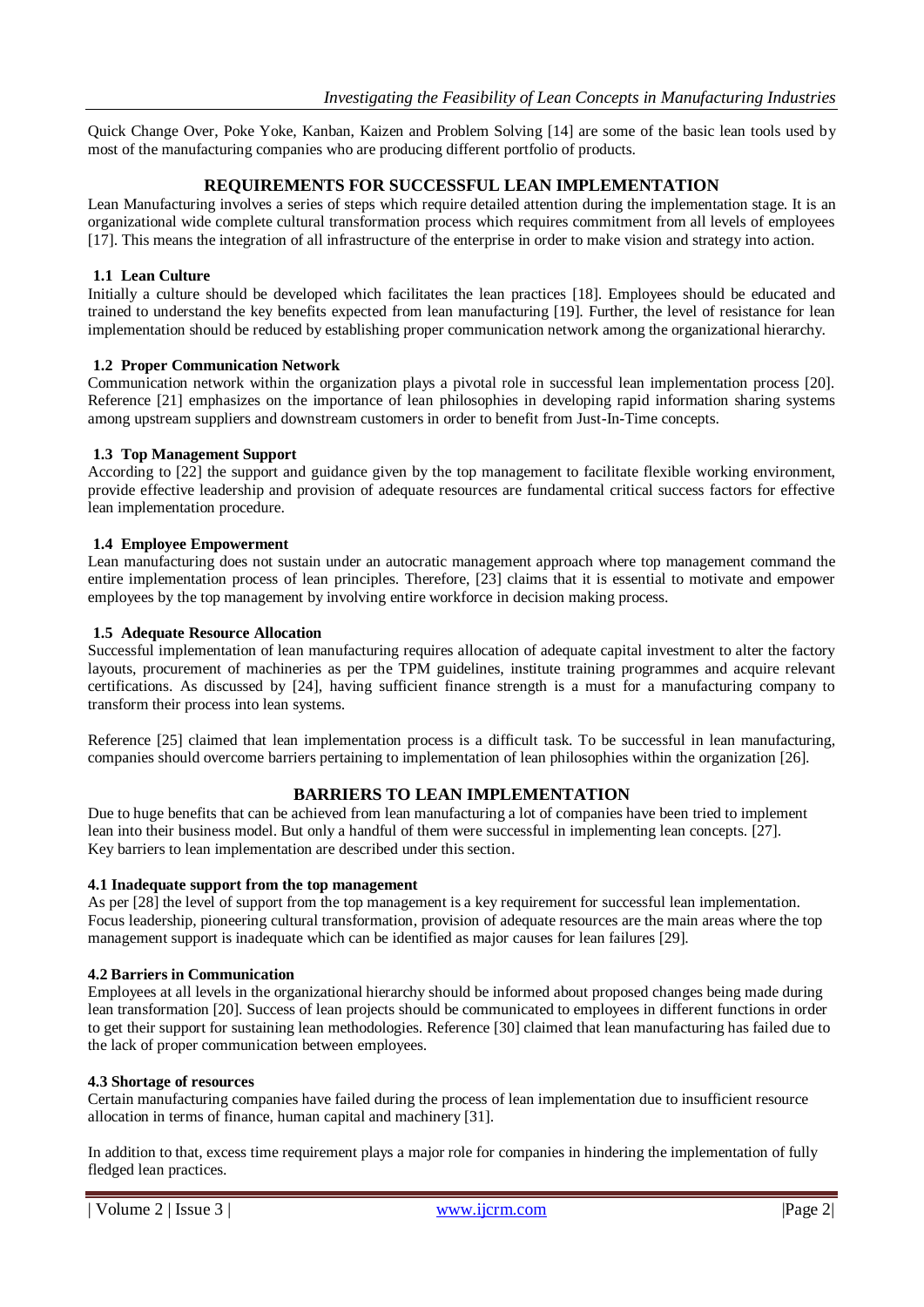Quick Change Over, Poke Yoke, Kanban, Kaizen and Problem Solving [14] are some of the basic lean tools used by most of the manufacturing companies who are producing different portfolio of products.

## REQUIREMENTS FOR SUCCESSFUL LEAN IMPLEMENTATION

Lean Manufacturing involves a series of steps which require detailed attention during the implementation stage. It is an organizational wide complete cultural transformation process which requires commitment from all levels of employees [17]. This means the integration of all infrastructure of the enterprise in order to make vision and strategy into action.

### 1.1 Lean Culture

Initially a culture should be developed which facilitates the lean practices [18]. Employees should be educated and trained to understand the key benefits expected from lean manufacturing [19]. Further, the level of resistance for lean implementation should be reduced by establishing proper communication network among the organizational hierarchy.

### 1.2 Proper Communication Network

Communication network within the organization plays a pivotal role in successful lean implementation process [20]. Reference [21] emphasizes on the importance of lean philosophies in developing rapid information sharing systems among upstream suppliers and downstream customers in order to benefit from Just-In-Time concepts.

### 1.3 Top Management Support

According to [22] the support and guidance given by the top management to facilitate flexible working environment, provide effective leadership and provision of adequate resources are fundamental critical success factors for effective lean implementation procedure.

### 1.4 Employee Empowerment

Lean manufacturing does not sustain under an autocratic management approach where top management command the entire implementation process of lean principles. Therefore, [23] claims that it is essential to motivate and empower employees by the top management by involving entire workforce in decision making process.

### 1.5 Adequate Resource Allocation

Successful implementation of lean manufacturing requires allocation of adequate capital investment to alter the factory layouts, procurement of machineries as per the TPM guidelines, institute training programmes and acquire relevant certifications. As discussed by [24], having sufficient finance strength is a must for a manufacturing company to transform their process into lean systems.

Reference [25] claimed that lean implementation process is a difficult task. To be successful in lean manufacturing, companies should overcome barriers pertaining to implementation of lean philosophies within the organization [26].

## BARRIERS TO LEAN IMPLEMENTATION

Due to huge benefits that can be achieved from lean manufacturing a lot of companies have been tried to implement lean into their business model. But only a handful of them were successful in implementing lean concepts. [27]. Key barriers to lean implementation are described under this section.

### 4.1 Inadequate support from the top management

As per [28] the level of support from the top management is a key requirement for successful lean implementation. Focus leadership, pioneering cultural transformation, provision of adequate resources are the main areas where the top management support is inadequate which can be identified as major causes for lean failures [29].

### 4.2 Barriers in Communication

Employees at all levels in the organizational hierarchy should be informed about proposed changes being made during lean transformation [20]. Success of lean projects should be communicated to employees in different functions in order to get their support for sustaining lean methodologies. Reference [30] claimed that lean manufacturing has failed due to the lack of proper communication between employees.

### 4.3 Shortage of resources

Certain manufacturing companies have failed during the process of lean implementation due to insufficient resource allocation in terms of finance, human capital and machinery [31].

In addition to that, excess time requirement plays a major role for companies in hindering the implementation of fully fledged lean practices.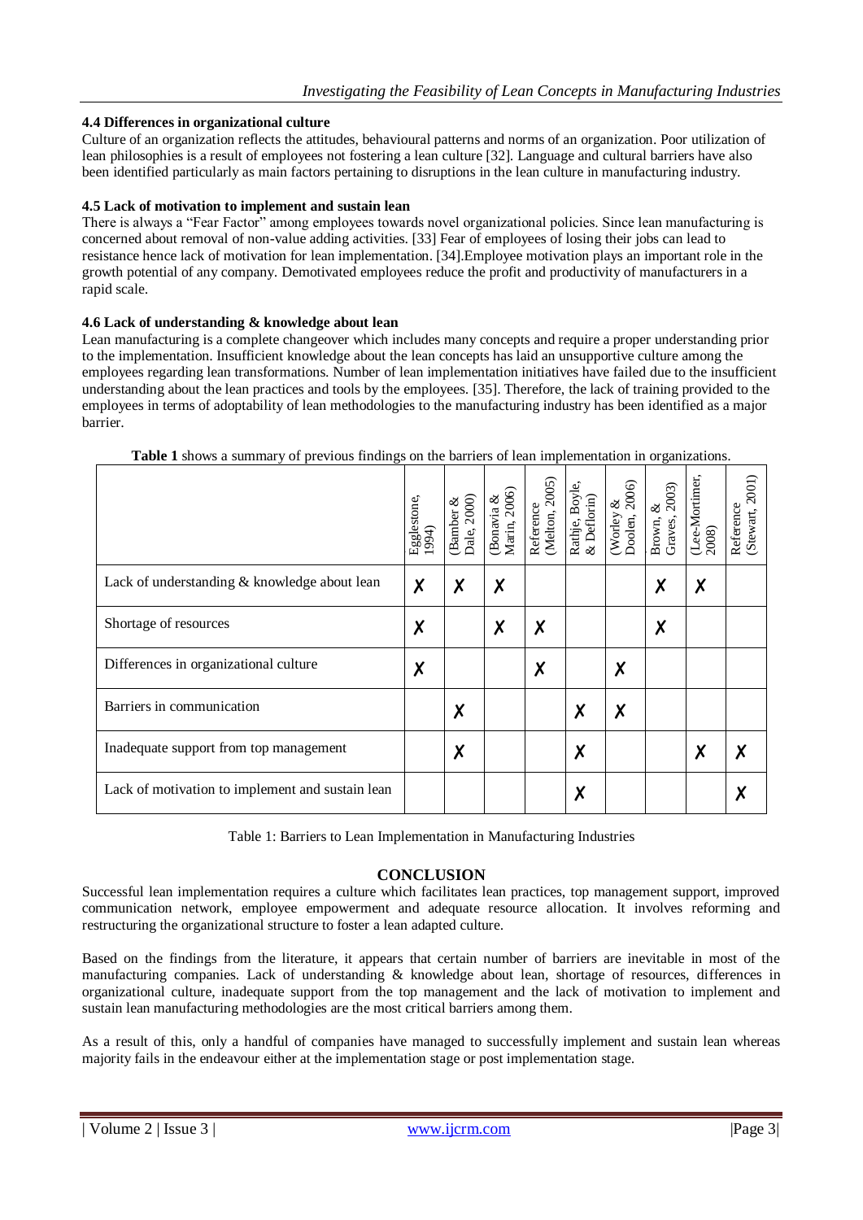### 4.4 Differences in organizational culture

Culture of an organization reflects the attitudes, behavioural patterns and norms of an organization. Poor utilization of lean philosophies is a result of employees not fostering a lean culture [32]. Language and cultural barriers have also been identified particularly as main factors pertaining to disruptions in the lean culture in manufacturing industry.

### 4.5 Lack of motivation to implement and sustain lean

There is always a "Fear Factor" among employees towards novel organizational policies. Since lean manufacturing is concerned about removal of non-value adding activities. [33] Fear of employees of losing their jobs can lead to resistance hence lack of motivation for lean implementation. [34].Employee motivation plays an important role in the growth potential of any company. Demotivated employees reduce the profit and productivity of manufacturers in a rapid scale.

### 4.6 Lack of understanding & knowledge about lean

Lean manufacturing is a complete changeover which includes many concepts and require a proper understanding prior to the implementation. Insufficient knowledge about the lean concepts has laid an unsupportive culture among the employees regarding lean transformations. Number of lean implementation initiatives have failed due to the insufficient understanding about the lean practices and tools by the employees. [35]. Therefore, the lack of training provided to the employees in terms of adoptability of lean methodologies to the manufacturing industry has been identified as a major barrier.

**Table 1** shows a summary of previous findings on the barriers of lean implementation in organizations.

| | Egglestone, 1994) | (Bamber & Dale, 2000) | (Bonavia & Marin, 2006) | Reference (Melton, 2005) | Rathje, Boyle, & Deflorin) | (Worley & Doolen, 2006) | Brown, & Graves, 2003) | (Lee-Mortimer, 2008) | Reference (Stewart, 2001) |
|---|---|---|---|---|---|---|---|---|---|
| Lack of understanding & knowledge about lean | ✗ | ✗ | ✗ | | | | ✗ | ✗ | |
| Shortage of resources | ✗ | | ✗ | ✗ | | | ✗ | | |
| Differences in organizational culture | ✗ | | | ✗ | | ✗ | | | |
| Barriers in communication | | ✗ | | | ✗ | ✗ | | | |
| Inadequate support from top management | | ✗ | | | ✗ | | | ✗ | ✗ |
| Lack of motivation to implement and sustain lean | | | | | ✗ | | | | ✗ |

Table 1: Barriers to Lean Implementation in Manufacturing Industries

## CONCLUSION

Successful lean implementation requires a culture which facilitates lean practices, top management support, improved communication network, employee empowerment and adequate resource allocation. It involves reforming and restructuring the organizational structure to foster a lean adapted culture.

Based on the findings from the literature, it appears that certain number of barriers are inevitable in most of the manufacturing companies. Lack of understanding & knowledge about lean, shortage of resources, differences in organizational culture, inadequate support from the top management and the lack of motivation to implement and sustain lean manufacturing methodologies are the most critical barriers among them.

As a result of this, only a handful of companies have managed to successfully implement and sustain lean whereas majority fails in the endeavour either at the implementation stage or post implementation stage.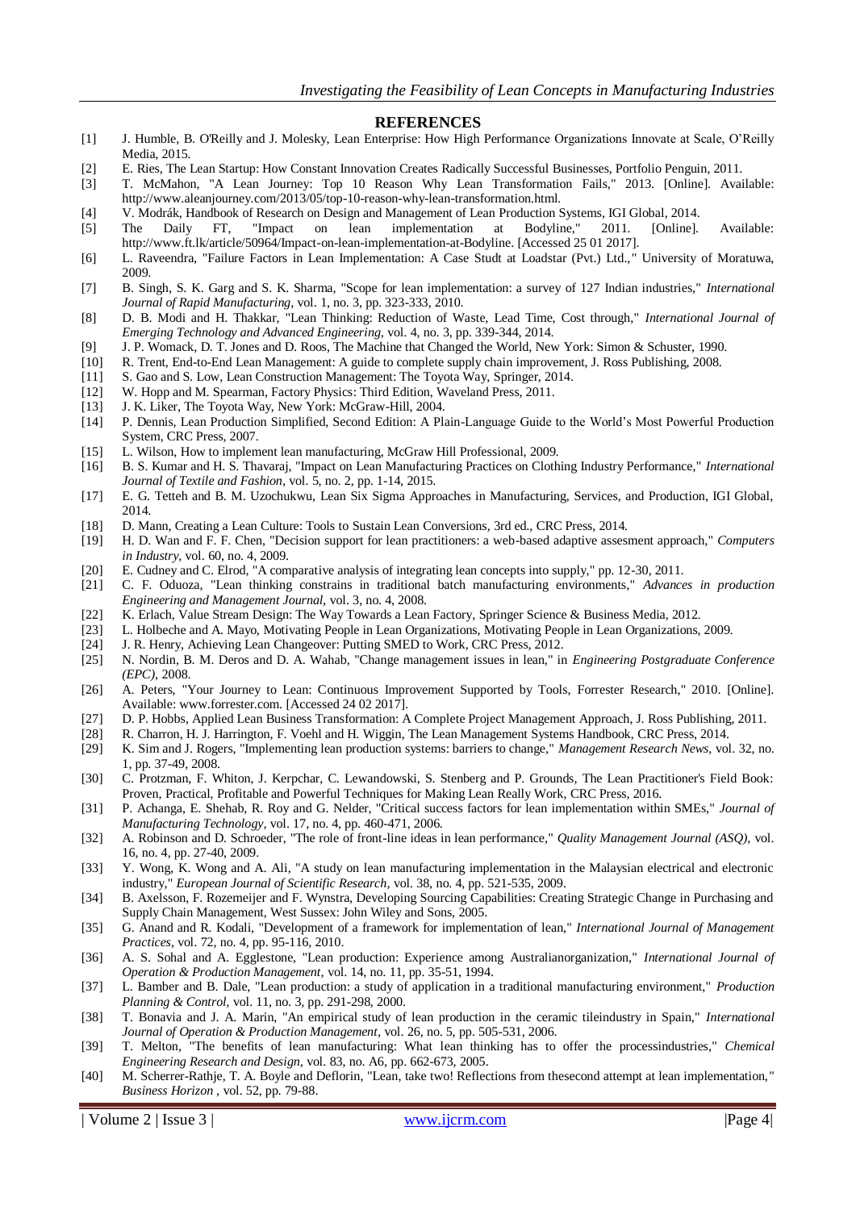## REFERENCES

[1] J. Humble, B. O'Reilly and J. Molesky, Lean Enterprise: How High Performance Organizations Innovate at Scale, O'Reilly Media, 2015.

[2] E. Ries, The Lean Startup: How Constant Innovation Creates Radically Successful Businesses, Portfolio Penguin, 2011.

[3] T. McMahon, "A Lean Journey: Top 10 Reason Why Lean Transformation Fails," 2013. [Online]. Available: http://www.aleanjourney.com/2013/05/top-10-reason-why-lean-transformation.html.

[4] V. Modrák, Handbook of Research on Design and Management of Lean Production Systems, IGI Global, 2014.

[5] The Daily FT, "Impact on lean implementation at Bodyline," 2011. [Online]. Available: http://www.ft.lk/article/50964/Impact-on-lean-implementation-at-Bodyline. [Accessed 25 01 2017].

[6] L. Raveendra, "Failure Factors in Lean Implementation: A Case Studt at Loadstar (Pvt.) Ltd.," University of Moratuwa, 2009.

[7] B. Singh, S. K. Garg and S. K. Sharma, "Scope for lean implementation: a survey of 127 Indian industries," *International Journal of Rapid Manufacturing,* vol. 1, no. 3, pp. 323-333, 2010.

[8] D. B. Modi and H. Thakkar, "Lean Thinking: Reduction of Waste, Lead Time, Cost through," *International Journal of Emerging Technology and Advanced Engineering,* vol. 4, no. 3, pp. 339-344, 2014.

[9] J. P. Womack, D. T. Jones and D. Roos, The Machine that Changed the World, New York: Simon & Schuster, 1990.

[10] R. Trent, End-to-End Lean Management: A guide to complete supply chain improvement, J. Ross Publishing, 2008.

[11] S. Gao and S. Low, Lean Construction Management: The Toyota Way, Springer, 2014.

[12] W. Hopp and M. Spearman, Factory Physics: Third Edition, Waveland Press, 2011.

[13] J. K. Liker, The Toyota Way, New York: McGraw-Hill, 2004.

[14] P. Dennis, Lean Production Simplified, Second Edition: A Plain-Language Guide to the World's Most Powerful Production System, CRC Press, 2007.

[15] L. Wilson, How to implement lean manufacturing, McGraw Hill Professional, 2009.

[16] B. S. Kumar and H. S. Thavaraj, "Impact on Lean Manufacturing Practices on Clothing Industry Performance," *International Journal of Textile and Fashion,* vol. 5, no. 2, pp. 1-14, 2015.

[17] E. G. Tetteh and B. M. Uzochukwu, Lean Six Sigma Approaches in Manufacturing, Services, and Production, IGI Global, 2014.

[18] D. Mann, Creating a Lean Culture: Tools to Sustain Lean Conversions, 3rd ed., CRC Press, 2014.

[19] H. D. Wan and F. F. Chen, "Decision support for lean practitioners: a web-based adaptive assesment approach," *Computers in Industry,* vol. 60, no. 4, 2009.

[20] E. Cudney and C. Elrod, "A comparative analysis of integrating lean concepts into supply," pp. 12-30, 2011.

[21] C. F. Oduoza, "Lean thinking constrains in traditional batch manufacturing environments," *Advances in production Engineering and Management Journal,* vol. 3, no. 4, 2008.

[22] K. Erlach, Value Stream Design: The Way Towards a Lean Factory, Springer Science & Business Media, 2012.

[23] L. Holbeche and A. Mayo, Motivating People in Lean Organizations, Motivating People in Lean Organizations, 2009.

[24] J. R. Henry, Achieving Lean Changeover: Putting SMED to Work, CRC Press, 2012.

[25] N. Nordin, B. M. Deros and D. A. Wahab, "Change management issues in lean," in *Engineering Postgraduate Conference (EPC),* 2008.

[26] A. Peters, "Your Journey to Lean: Continuous Improvement Supported by Tools, Forrester Research," 2010. [Online]. Available: www.forrester.com. [Accessed 24 02 2017].

[27] D. P. Hobbs, Applied Lean Business Transformation: A Complete Project Management Approach, J. Ross Publishing, 2011.

[28] R. Charron, H. J. Harrington, F. Voehl and H. Wiggin, The Lean Management Systems Handbook, CRC Press, 2014.

[29] K. Sim and J. Rogers, "Implementing lean production systems: barriers to change," *Management Research News,* vol. 32, no. 1, pp. 37-49, 2008.

[30] C. Protzman, F. Whiton, J. Kerpchar, C. Lewandowski, S. Stenberg and P. Grounds, The Lean Practitioner's Field Book: Proven, Practical, Profitable and Powerful Techniques for Making Lean Really Work, CRC Press, 2016.

[31] P. Achanga, E. Shehab, R. Roy and G. Nelder, "Critical success factors for lean implementation within SMEs," *Journal of Manufacturing Technology,* vol. 17, no. 4, pp. 460-471, 2006.

[32] A. Robinson and D. Schroeder, "The role of front-line ideas in lean performance," *Quality Management Journal (ASQ),* vol. 16, no. 4, pp. 27-40, 2009.

[33] Y. Wong, K. Wong and A. Ali, "A study on lean manufacturing implementation in the Malaysian electrical and electronic industry," *European Journal of Scientific Research,* vol. 38, no. 4, pp. 521-535, 2009.

[34] B. Axelsson, F. Rozemeijer and F. Wynstra, Developing Sourcing Capabilities: Creating Strategic Change in Purchasing and Supply Chain Management, West Sussex: John Wiley and Sons, 2005.

[35] G. Anand and R. Kodali, "Development of a framework for implementation of lean," *International Journal of Management Practices,* vol. 72, no. 4, pp. 95-116, 2010.

[36] A. S. Sohal and A. Egglestone, "Lean production: Experience among Australianorganization," *International Journal of Operation & Production Management,* vol. 14, no. 11, pp. 35-51, 1994.

[37] L. Bamber and B. Dale, "Lean production: a study of application in a traditional manufacturing environment," *Production Planning & Control,* vol. 11, no. 3, pp. 291-298, 2000.

[38] T. Bonavia and J. A. Marin, "An empirical study of lean production in the ceramic tileindustry in Spain," *International Journal of Operation & Production Management,* vol. 26, no. 5, pp. 505-531, 2006.

[39] T. Melton, "The benefits of lean manufacturing: What lean thinking has to offer the processindustries," *Chemical Engineering Research and Design,* vol. 83, no. A6, pp. 662-673, 2005.

[40] M. Scherrer-Rathje, T. A. Boyle and Deflorin, "Lean, take two! Reflections from thesecond attempt at lean implementation," *Business Horizon ,* vol. 52, pp. 79-88.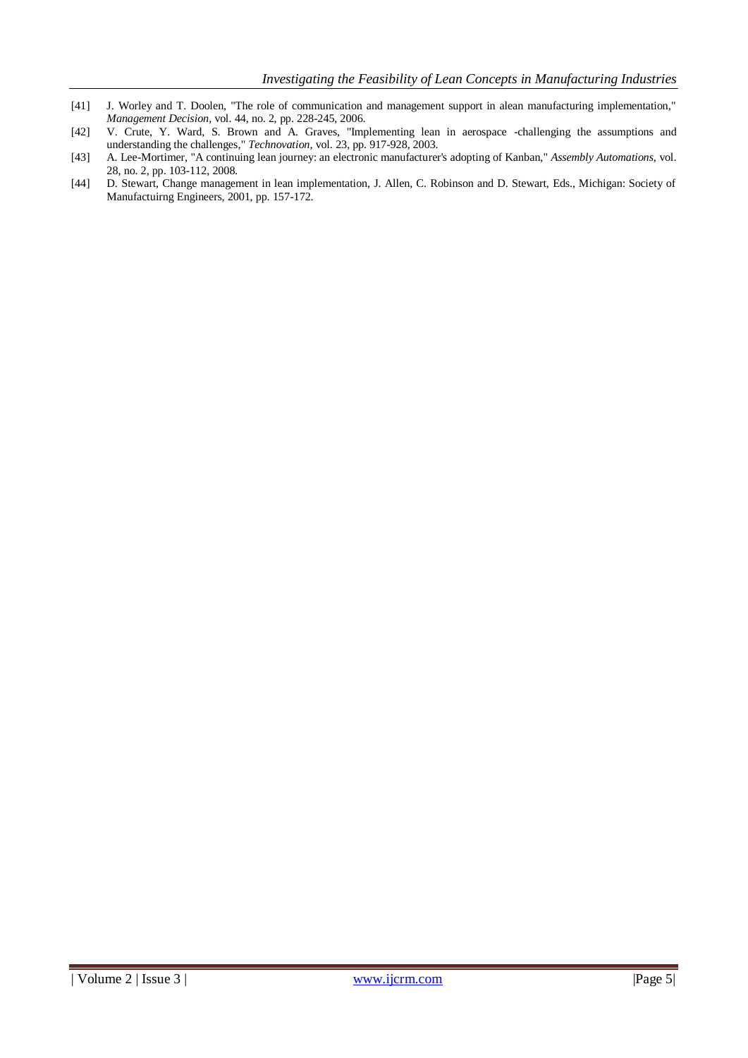[41] J. Worley and T. Doolen, "The role of communication and management support in alean manufacturing implementation," *Management Decision,* vol. 44, no. 2, pp. 228-245, 2006.

[42] V. Crute, Y. Ward, S. Brown and A. Graves, "Implementing lean in aerospace -challenging the assumptions and understanding the challenges," *Technovation,* vol. 23, pp. 917-928, 2003.

[43] A. Lee-Mortimer, "A continuing lean journey: an electronic manufacturer's adopting of Kanban," *Assembly Automations,* vol. 28, no. 2, pp. 103-112, 2008.

[44] D. Stewart, Change management in lean implementation, J. Allen, C. Robinson and D. Stewart, Eds., Michigan: Society of Manufactuirng Engineers, 2001, pp. 157-172.